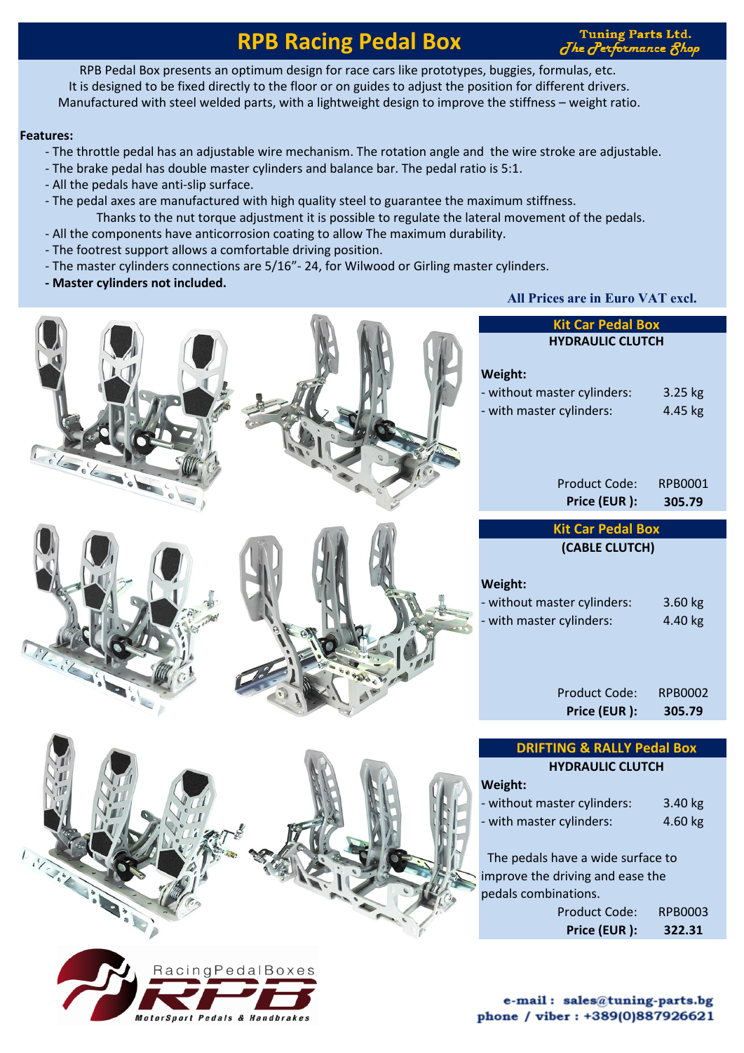# RPB Racing Pedal Box

Tuning Parts Ltd.
*The Performance Shop*

RPB Pedal Box presents an optimum design for race cars like prototypes, buggies, formulas, etc.
It is designed to be fixed directly to the floor or on guides to adjust the position for different drivers.
Manufactured with steel welded parts, with a lightweight design to improve the stiffness – weight ratio.

**Features:**

- The throttle pedal has an adjustable wire mechanism. The rotation angle and the wire stroke are adjustable.
- The brake pedal has double master cylinders and balance bar. The pedal ratio is 5:1.
- All the pedals have anti-slip surface.
- The pedal axes are manufactured with high quality steel to guarantee the maximum stiffness.
  Thanks to the nut torque adjustment it is possible to regulate the lateral movement of the pedals.
- All the components have anticorrosion coating to allow The maximum durability.
- The footrest support allows a comfortable driving position.
- The master cylinders connections are 5/16"- 24, for Wilwood or Girling master cylinders.
- **Master cylinders not included.**

**All Prices are in Euro VAT excl.**

## Kit Car Pedal Box

**HYDRAULIC CLUTCH**

**Weight:**

| | |
|---|---|
| - without master cylinders: | 3.25 kg |
| - with master cylinders: | 4.45 kg |
| Product Code: | RPB0001 |
| **Price (EUR ):** | **305.79** |

## Kit Car Pedal Box

**(CABLE CLUTCH)**

**Weight:**

| | |
|---|---|
| - without master cylinders: | 3.60 kg |
| - with master cylinders: | 4.40 kg |
| Product Code: | RPB0002 |
| **Price (EUR ):** | **305.79** |

## DRIFTING & RALLY Pedal Box

**HYDRAULIC CLUTCH**

**Weight:**

| | |
|---|---|
| - without master cylinders: | 3.40 kg |
| - with master cylinders: | 4.60 kg |

The pedals have a wide surface to improve the driving and ease the pedals combinations.

| | |
|---|---|
| Product Code: | RPB0003 |
| **Price (EUR ):** | **322.31** |

RacingPedalBoxes RPB MotorSport Pedals & Handbrakes

**e-mail : sales@tuning-parts.bg**
**phone / viber : +389(0)887926621**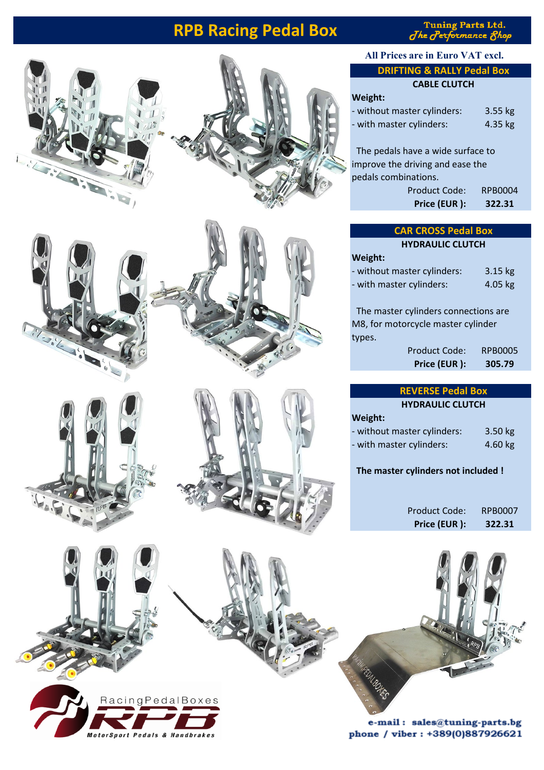# RPB Racing Pedal Box

Tuning Parts Ltd.
*The Performance Shop*

**All Prices are in Euro VAT excl.**

## DRIFTING & RALLY Pedal Box

**CABLE CLUTCH**

**Weight:**

| | |
|---|---|
| - without master cylinders: | 3.55 kg |
| - with master cylinders: | 4.35 kg |

The pedals have a wide surface to improve the driving and ease the pedals combinations.

| | |
|---|---|
| Product Code: | RPB0004 |
| **Price (EUR ):** | **322.31** |

## CAR CROSS Pedal Box

**HYDRAULIC CLUTCH**

**Weight:**

| | |
|---|---|
| - without master cylinders: | 3.15 kg |
| - with master cylinders: | 4.05 kg |

The master cylinders connections are M8, for motorcycle master cylinder types.

| | |
|---|---|
| Product Code: | RPB0005 |
| **Price (EUR ):** | **305.79** |

## REVERSE Pedal Box

**HYDRAULIC CLUTCH**

**Weight:**

| | |
|---|---|
| - without master cylinders: | 3.50 kg |
| - with master cylinders: | 4.60 kg |

**The master cylinders not included !**

| | |
|---|---|
| Product Code: | RPB0007 |
| **Price (EUR ):** | **322.31** |

RacingPedalBoxes RPB
MotorSport Pedals & Handbrakes

e-mail : sales@tuning-parts.bg
phone / viber : +389(0)887926621